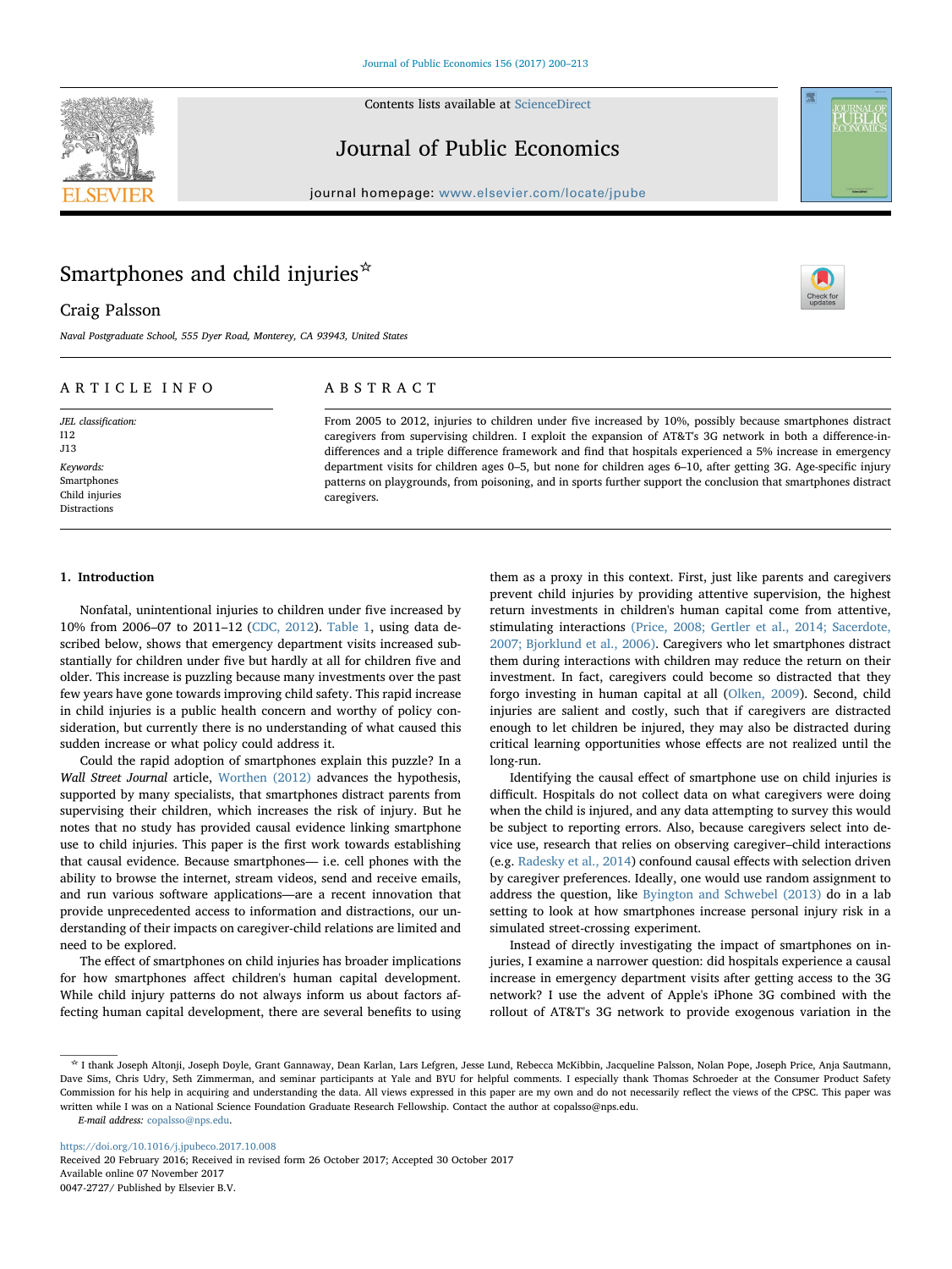# Smartphones and child injuries☆

Craig Palsson

*Naval Postgraduate School, 555 Dyer Road, Monterey, CA 93943, United States*

## ARTICLE INFO

*JEL classification:*
I12
J13

*Keywords:*
Smartphones
Child injuries
Distractions

## ABSTRACT

From 2005 to 2012, injuries to children under five increased by 10%, possibly because smartphones distract caregivers from supervising children. I exploit the expansion of AT&T's 3G network in both a difference-in-differences and a triple difference framework and find that hospitals experienced a 5% increase in emergency department visits for children ages 0–5, but none for children ages 6–10, after getting 3G. Age-specific injury patterns on playgrounds, from poisoning, and in sports further support the conclusion that smartphones distract caregivers.

## 1. Introduction

Nonfatal, unintentional injuries to children under five increased by 10% from 2006–07 to 2011–12 (CDC, 2012). Table 1, using data described below, shows that emergency department visits increased substantially for children under five but hardly at all for children five and older. This increase is puzzling because many investments over the past few years have gone towards improving child safety. This rapid increase in child injuries is a public health concern and worthy of policy consideration, but currently there is no understanding of what caused this sudden increase or what policy could address it.

Could the rapid adoption of smartphones explain this puzzle? In a *Wall Street Journal* article, Worthen (2012) advances the hypothesis, supported by many specialists, that smartphones distract parents from supervising their children, which increases the risk of injury. But he notes that no study has provided causal evidence linking smartphone use to child injuries. This paper is the first work towards establishing that causal evidence. Because smartphones— i.e. cell phones with the ability to browse the internet, stream videos, send and receive emails, and run various software applications—are a recent innovation that provide unprecedented access to information and distractions, our understanding of their impacts on caregiver-child relations are limited and need to be explored.

The effect of smartphones on child injuries has broader implications for how smartphones affect children's human capital development. While child injury patterns do not always inform us about factors affecting human capital development, there are several benefits to using them as a proxy in this context. First, just like parents and caregivers prevent child injuries by providing attentive supervision, the highest return investments in children's human capital come from attentive, stimulating interactions (Price, 2008; Gertler et al., 2014; Sacerdote, 2007; Bjorklund et al., 2006). Caregivers who let smartphones distract them during interactions with children may reduce the return on their investment. In fact, caregivers could become so distracted that they forgo investing in human capital at all (Olken, 2009). Second, child injuries are salient and costly, such that if caregivers are distracted enough to let children be injured, they may also be distracted during critical learning opportunities whose effects are not realized until the long-run.

Identifying the causal effect of smartphone use on child injuries is difficult. Hospitals do not collect data on what caregivers were doing when the child is injured, and any data attempting to survey this would be subject to reporting errors. Also, because caregivers select into device use, research that relies on observing caregiver–child interactions (e.g. Radesky et al., 2014) confound causal effects with selection driven by caregiver preferences. Ideally, one would use random assignment to address the question, like Byington and Schwebel (2013) do in a lab setting to look at how smartphones increase personal injury risk in a simulated street-crossing experiment.

Instead of directly investigating the impact of smartphones on injuries, I examine a narrower question: did hospitals experience a causal increase in emergency department visits after getting access to the 3G network? I use the advent of Apple's iPhone 3G combined with the rollout of AT&T's 3G network to provide exogenous variation in the

☆ I thank Joseph Altonji, Joseph Doyle, Grant Gannaway, Dean Karlan, Lars Lefgren, Jesse Lund, Rebecca McKibbin, Jacqueline Palsson, Nolan Pope, Joseph Price, Anja Sautmann, Dave Sims, Chris Udry, Seth Zimmerman, and seminar participants at Yale and BYU for helpful comments. I especially thank Thomas Schroeder at the Consumer Product Safety Commission for his help in acquiring and understanding the data. All views expressed in this paper are my own and do not necessarily reflect the views of the CPSC. This paper was written while I was on a National Science Foundation Graduate Research Fellowship. Contact the author at copalsso@nps.edu.

*E-mail address:* copalsso@nps.edu.

https://doi.org/10.1016/j.jpubeco.2017.10.008
Received 20 February 2016; Received in revised form 26 October 2017; Accepted 30 October 2017
Available online 07 November 2017
0047-2727/ Published by Elsevier B.V.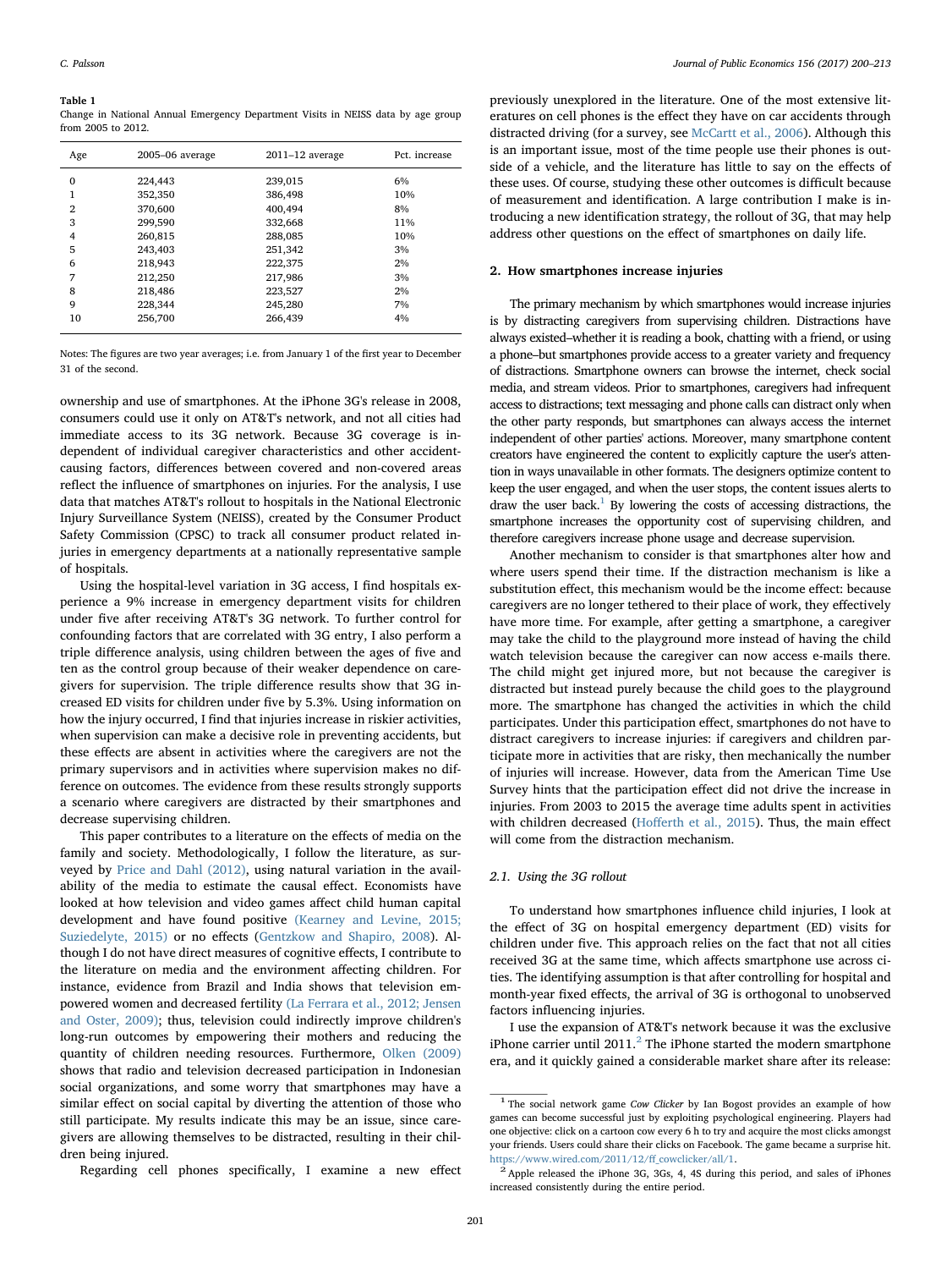**Table 1**
Change in National Annual Emergency Department Visits in NEISS data by age group from 2005 to 2012.

| Age | 2005–06 average | 2011–12 average | Pct. increase |
|---|---|---|---|
| 0 | 224,443 | 239,015 | 6% |
| 1 | 352,350 | 386,498 | 10% |
| 2 | 370,600 | 400,494 | 8% |
| 3 | 299,590 | 332,668 | 11% |
| 4 | 260,815 | 288,085 | 10% |
| 5 | 243,403 | 251,342 | 3% |
| 6 | 218,943 | 222,375 | 2% |
| 7 | 212,250 | 217,986 | 3% |
| 8 | 218,486 | 223,527 | 2% |
| 9 | 228,344 | 245,280 | 7% |
| 10 | 256,700 | 266,439 | 4% |

Notes: The figures are two year averages; i.e. from January 1 of the first year to December 31 of the second.

ownership and use of smartphones. At the iPhone 3G's release in 2008, consumers could use it only on AT&T's network, and not all cities had immediate access to its 3G network. Because 3G coverage is independent of individual caregiver characteristics and other accident-causing factors, differences between covered and non-covered areas reflect the influence of smartphones on injuries. For the analysis, I use data that matches AT&T's rollout to hospitals in the National Electronic Injury Surveillance System (NEISS), created by the Consumer Product Safety Commission (CPSC) to track all consumer product related injuries in emergency departments at a nationally representative sample of hospitals.

Using the hospital-level variation in 3G access, I find hospitals experience a 9% increase in emergency department visits for children under five after receiving AT&T's 3G network. To further control for confounding factors that are correlated with 3G entry, I also perform a triple difference analysis, using children between the ages of five and ten as the control group because of their weaker dependence on caregivers for supervision. The triple difference results show that 3G increased ED visits for children under five by 5.3%. Using information on how the injury occurred, I find that injuries increase in riskier activities, when supervision can make a decisive role in preventing accidents, but these effects are absent in activities where the caregivers are not the primary supervisors and in activities where supervision makes no difference on outcomes. The evidence from these results strongly supports a scenario where caregivers are distracted by their smartphones and decrease supervising children.

This paper contributes to a literature on the effects of media on the family and society. Methodologically, I follow the literature, as surveyed by Price and Dahl (2012), using natural variation in the availability of the media to estimate the causal effect. Economists have looked at how television and video games affect child human capital development and have found positive (Kearney and Levine, 2015; Suziedelyte, 2015) or no effects (Gentzkow and Shapiro, 2008). Although I do not have direct measures of cognitive effects, I contribute to the literature on media and the environment affecting children. For instance, evidence from Brazil and India shows that television empowered women and decreased fertility (La Ferrara et al., 2012; Jensen and Oster, 2009); thus, television could indirectly improve children's long-run outcomes by empowering their mothers and reducing the quantity of children needing resources. Furthermore, Olken (2009) shows that radio and television decreased participation in Indonesian social organizations, and some worry that smartphones may have a similar effect on social capital by diverting the attention of those who still participate. My results indicate this may be an issue, since caregivers are allowing themselves to be distracted, resulting in their children being injured.

Regarding cell phones specifically, I examine a new effect previously unexplored in the literature. One of the most extensive literatures on cell phones is the effect they have on car accidents through distracted driving (for a survey, see McCartt et al., 2006). Although this is an important issue, most of the time people use their phones is outside of a vehicle, and the literature has little to say on the effects of these uses. Of course, studying these other outcomes is difficult because of measurement and identification. A large contribution I make is introducing a new identification strategy, the rollout of 3G, that may help address other questions on the effect of smartphones on daily life.

## 2. How smartphones increase injuries

The primary mechanism by which smartphones would increase injuries is by distracting caregivers from supervising children. Distractions have always existed–whether it is reading a book, chatting with a friend, or using a phone–but smartphones provide access to a greater variety and frequency of distractions. Smartphone owners can browse the internet, check social media, and stream videos. Prior to smartphones, caregivers had infrequent access to distractions; text messaging and phone calls can distract only when the other party responds, but smartphones can always access the internet independent of other parties' actions. Moreover, many smartphone content creators have engineered the content to explicitly capture the user's attention in ways unavailable in other formats. The designers optimize content to keep the user engaged, and when the user stops, the content issues alerts to draw the user back.[1] By lowering the costs of accessing distractions, the smartphone increases the opportunity cost of supervising children, and therefore caregivers increase phone usage and decrease supervision.

Another mechanism to consider is that smartphones alter how and where users spend their time. If the distraction mechanism is like a substitution effect, this mechanism would be the income effect: because caregivers are no longer tethered to their place of work, they effectively have more time. For example, after getting a smartphone, a caregiver may take the child to the playground more instead of having the child watch television because the caregiver can now access e-mails there. The child might get injured more, but not because the caregiver is distracted but instead purely because the child goes to the playground more. The smartphone has changed the activities in which the child participates. Under this participation effect, smartphones do not have to distract caregivers to increase injuries: if caregivers and children participate more in activities that are risky, then mechanically the number of injuries will increase. However, data from the American Time Use Survey hints that the participation effect did not drive the increase in injuries. From 2003 to 2015 the average time adults spent in activities with children decreased (Hofferth et al., 2015). Thus, the main effect will come from the distraction mechanism.

### 2.1. Using the 3G rollout

To understand how smartphones influence child injuries, I look at the effect of 3G on hospital emergency department (ED) visits for children under five. This approach relies on the fact that not all cities received 3G at the same time, which affects smartphone use across cities. The identifying assumption is that after controlling for hospital and month-year fixed effects, the arrival of 3G is orthogonal to unobserved factors influencing injuries.

I use the expansion of AT&T's network because it was the exclusive iPhone carrier until 2011.[2] The iPhone started the modern smartphone era, and it quickly gained a considerable market share after its release:

[1] The social network game *Cow Clicker* by Ian Bogost provides an example of how games can become successful just by exploiting psychological engineering. Players had one objective: click on a cartoon cow every 6 h to try and acquire the most clicks amongst your friends. Users could share their clicks on Facebook. The game became a surprise hit. https://www.wired.com/2011/12/ff_cowclicker/all/1.

[2] Apple released the iPhone 3G, 3Gs, 4, 4S during this period, and sales of iPhones increased consistently during the entire period.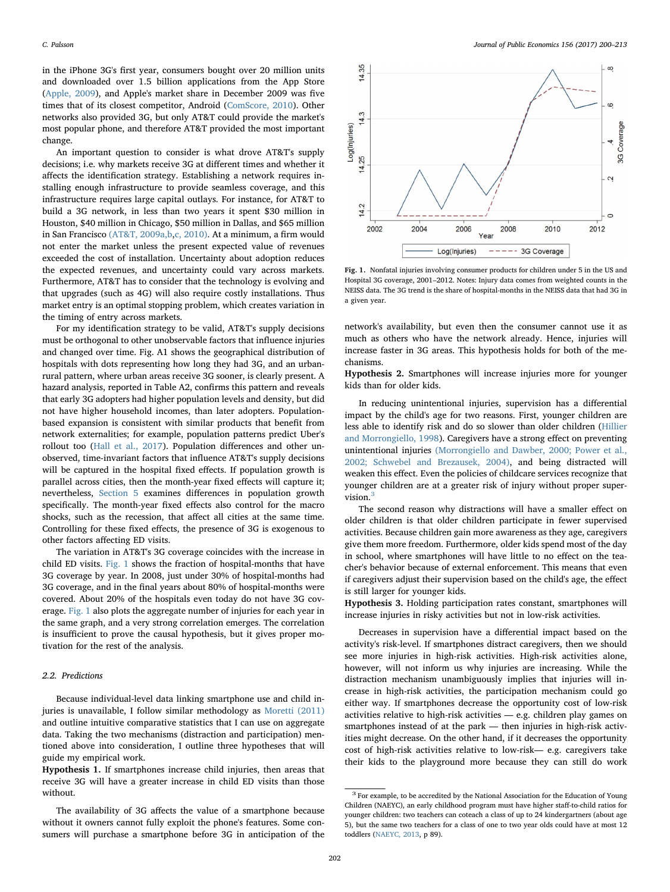in the iPhone 3G's first year, consumers bought over 20 million units and downloaded over 1.5 billion applications from the App Store (Apple, 2009), and Apple's market share in December 2009 was five times that of its closest competitor, Android (ComScore, 2010). Other networks also provided 3G, but only AT&T could provide the market's most popular phone, and therefore AT&T provided the most important change.

An important question to consider is what drove AT&T's supply decisions; i.e. why markets receive 3G at different times and whether it affects the identification strategy. Establishing a network requires installing enough infrastructure to provide seamless coverage, and this infrastructure requires large capital outlays. For instance, for AT&T to build a 3G network, in less than two years it spent $30 million in Houston, $40 million in Chicago, $50 million in Dallas, and $65 million in San Francisco (AT&T, 2009a,b,c, 2010). At a minimum, a firm would not enter the market unless the present expected value of revenues exceeded the cost of installation. Uncertainty about adoption reduces the expected revenues, and uncertainty could vary across markets. Furthermore, AT&T has to consider that the technology is evolving and that upgrades (such as 4G) will also require costly installations. Thus market entry is an optimal stopping problem, which creates variation in the timing of entry across markets.

For my identification strategy to be valid, AT&T's supply decisions must be orthogonal to other unobservable factors that influence injuries and changed over time. Fig. A1 shows the geographical distribution of hospitals with dots representing how long they had 3G, and an urban-rural pattern, where urban areas receive 3G sooner, is clearly present. A hazard analysis, reported in Table A2, confirms this pattern and reveals that early 3G adopters had higher population levels and density, but did not have higher household incomes, than later adopters. Population-based expansion is consistent with similar products that benefit from network externalities; for example, population patterns predict Uber's rollout too (Hall et al., 2017). Population differences and other unobserved, time-invariant factors that influence AT&T's supply decisions will be captured in the hospital fixed effects. If population growth is parallel across cities, then the month-year fixed effects will capture it; nevertheless, Section 5 examines differences in population growth specifically. The month-year fixed effects also control for the macro shocks, such as the recession, that affect all cities at the same time. Controlling for these fixed effects, the presence of 3G is exogenous to other factors affecting ED visits.

The variation in AT&T's 3G coverage coincides with the increase in child ED visits. Fig. 1 shows the fraction of hospital-months that have 3G coverage by year. In 2008, just under 30% of hospital-months had 3G coverage, and in the final years about 80% of hospital-months were covered. About 20% of the hospitals even today do not have 3G coverage. Fig. 1 also plots the aggregate number of injuries for each year in the same graph, and a very strong correlation emerges. The correlation is insufficient to prove the causal hypothesis, but it gives proper motivation for the rest of the analysis.

**Fig. 1.** Nonfatal injuries involving consumer products for children under 5 in the US and Hospital 3G coverage, 2001–2012. Notes: Injury data comes from weighted counts in the NEISS data. The 3G trend is the share of hospital-months in the NEISS data that had 3G in a given year.

### 2.2. Predictions

Because individual-level data linking smartphone use and child injuries is unavailable, I follow similar methodology as Moretti (2011) and outline intuitive comparative statistics that I can use on aggregate data. Taking the two mechanisms (distraction and participation) mentioned above into consideration, I outline three hypotheses that will guide my empirical work.

**Hypothesis 1.** If smartphones increase child injuries, then areas that receive 3G will have a greater increase in child ED visits than those without.

The availability of 3G affects the value of a smartphone because without it owners cannot fully exploit the phone's features. Some consumers will purchase a smartphone before 3G in anticipation of the network's availability, but even then the consumer cannot use it as much as others who have the network already. Hence, injuries will increase faster in 3G areas. This hypothesis holds for both of the mechanisms.

**Hypothesis 2.** Smartphones will increase injuries more for younger kids than for older kids.

In reducing unintentional injuries, supervision has a differential impact by the child's age for two reasons. First, younger children are less able to identify risk and do so slower than older children (Hillier and Morrongiello, 1998). Caregivers have a strong effect on preventing unintentional injuries (Morrongiello and Dawber, 2000; Power et al., 2002; Schwebel and Brezausek, 2004), and being distracted will weaken this effect. Even the policies of childcare services recognize that younger children are at a greater risk of injury without proper supervision.[3]

The second reason why distractions will have a smaller effect on older children is that older children participate in fewer supervised activities. Because children gain more awareness as they age, caregivers give them more freedom. Furthermore, older kids spend most of the day in school, where smartphones will have little to no effect on the teacher's behavior because of external enforcement. This means that even if caregivers adjust their supervision based on the child's age, the effect is still larger for younger kids.

**Hypothesis 3.** Holding participation rates constant, smartphones will increase injuries in risky activities but not in low-risk activities.

Decreases in supervision have a differential impact based on the activity's risk-level. If smartphones distract caregivers, then we should see more injuries in high-risk activities. High-risk activities alone, however, will not inform us why injuries are increasing. While the distraction mechanism unambiguously implies that injuries will increase in high-risk activities, the participation mechanism could go either way. If smartphones decrease the opportunity cost of low-risk activities relative to high-risk activities — e.g. children play games on smartphones instead of at the park — then injuries in high-risk activities might decrease. On the other hand, if it decreases the opportunity cost of high-risk activities relative to low-risk— e.g. caregivers take their kids to the playground more because they can still do work

[3] For example, to be accredited by the National Association for the Education of Young Children (NAEYC), an early childhood program must have higher staff-to-child ratios for younger children: two teachers can coteach a class of up to 24 kindergartners (about age 5), but the same two teachers for a class of one to two year olds could have at most 12 toddlers (NAEYC, 2013, p 89).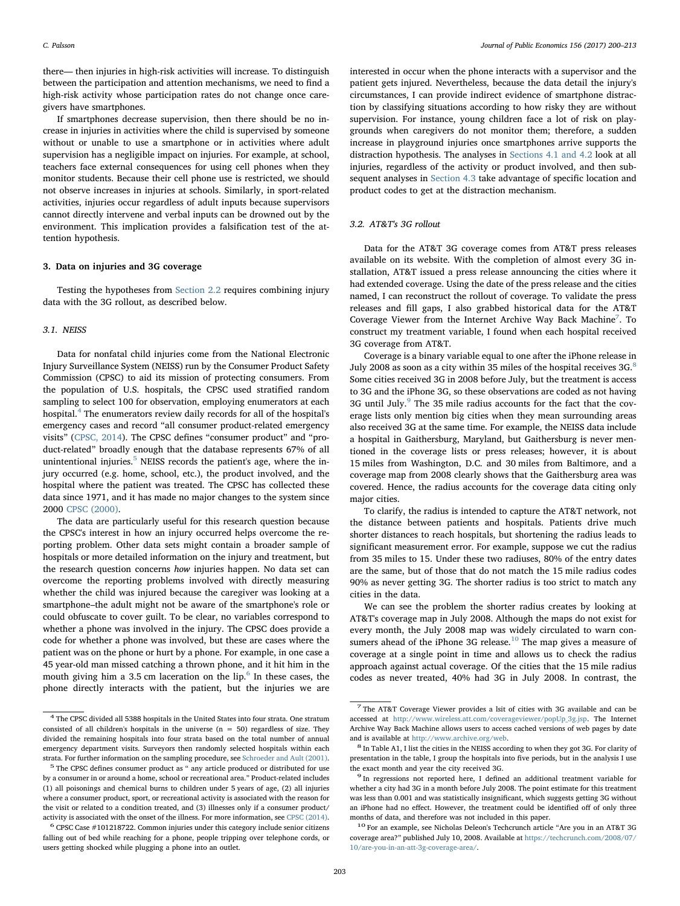there— then injuries in high-risk activities will increase. To distinguish between the participation and attention mechanisms, we need to find a high-risk activity whose participation rates do not change once caregivers have smartphones.

If smartphones decrease supervision, then there should be no increase in injuries in activities where the child is supervised by someone without or unable to use a smartphone or in activities where adult supervision has a negligible impact on injuries. For example, at school, teachers face external consequences for using cell phones when they monitor students. Because their cell phone use is restricted, we should not observe increases in injuries at schools. Similarly, in sport-related activities, injuries occur regardless of adult inputs because supervisors cannot directly intervene and verbal inputs can be drowned out by the environment. This implication provides a falsification test of the attention hypothesis.

## 3. Data on injuries and 3G coverage

Testing the hypotheses from Section 2.2 requires combining injury data with the 3G rollout, as described below.

### 3.1. NEISS

Data for nonfatal child injuries come from the National Electronic Injury Surveillance System (NEISS) run by the Consumer Product Safety Commission (CPSC) to aid its mission of protecting consumers. From the population of U.S. hospitals, the CPSC used stratified random sampling to select 100 for observation, employing enumerators at each hospital.[4] The enumerators review daily records for all of the hospital's emergency cases and record "all consumer product-related emergency visits" (CPSC, 2014). The CPSC defines "consumer product" and "product-related" broadly enough that the database represents 67% of all unintentional injuries.[5] NEISS records the patient's age, where the injury occurred (e.g. home, school, etc.), the product involved, and the hospital where the patient was treated. The CPSC has collected these data since 1971, and it has made no major changes to the system since 2000 CPSC (2000).

The data are particularly useful for this research question because the CPSC's interest in how an injury occurred helps overcome the reporting problem. Other data sets might contain a broader sample of hospitals or more detailed information on the injury and treatment, but the research question concerns *how* injuries happen. No data set can overcome the reporting problems involved with directly measuring whether the child was injured because the caregiver was looking at a smartphone–the adult might not be aware of the smartphone's role or could obfuscate to cover guilt. To be clear, no variables correspond to whether a phone was involved in the injury. The CPSC does provide a code for whether a phone was involved, but these are cases where the patient was on the phone or hurt by a phone. For example, in one case a 45 year-old man missed catching a thrown phone, and it hit him in the mouth giving him a 3.5 cm laceration on the lip.[6] In these cases, the phone directly interacts with the patient, but the injuries we are interested in occur when the phone interacts with a supervisor and the patient gets injured. Nevertheless, because the data detail the injury's circumstances, I can provide indirect evidence of smartphone distraction by classifying situations according to how risky they are without supervision. For instance, young children face a lot of risk on playgrounds when caregivers do not monitor them; therefore, a sudden increase in playground injuries once smartphones arrive supports the distraction hypothesis. The analyses in Sections 4.1 and 4.2 look at all injuries, regardless of the activity or product involved, and then subsequent analyses in Section 4.3 take advantage of specific location and product codes to get at the distraction mechanism.

### 3.2. AT&T's 3G rollout

Data for the AT&T 3G coverage comes from AT&T press releases available on its website. With the completion of almost every 3G installation, AT&T issued a press release announcing the cities where it had extended coverage. Using the date of the press release and the cities named, I can reconstruct the rollout of coverage. To validate the press releases and fill gaps, I also grabbed historical data for the AT&T Coverage Viewer from the Internet Archive Way Back Machine[7]. To construct my treatment variable, I found when each hospital received 3G coverage from AT&T.

Coverage is a binary variable equal to one after the iPhone release in July 2008 as soon as a city within 35 miles of the hospital receives 3G.[8] Some cities received 3G in 2008 before July, but the treatment is access to 3G and the iPhone 3G, so these observations are coded as not having 3G until July.[9] The 35 mile radius accounts for the fact that the coverage lists only mention big cities when they mean surrounding areas also received 3G at the same time. For example, the NEISS data include a hospital in Gaithersburg, Maryland, but Gaithersburg is never mentioned in the coverage lists or press releases; however, it is about 15 miles from Washington, D.C. and 30 miles from Baltimore, and a coverage map from 2008 clearly shows that the Gaithersburg area was covered. Hence, the radius accounts for the coverage data citing only major cities.

To clarify, the radius is intended to capture the AT&T network, not the distance between patients and hospitals. Patients drive much shorter distances to reach hospitals, but shortening the radius leads to significant measurement error. For example, suppose we cut the radius from 35 miles to 15. Under these two radiuses, 80% of the entry dates are the same, but of those that do not match the 15 mile radius codes 90% as never getting 3G. The shorter radius is too strict to match any cities in the data.

We can see the problem the shorter radius creates by looking at AT&T's coverage map in July 2008. Although the maps do not exist for every month, the July 2008 map was widely circulated to warn consumers ahead of the iPhone 3G release.[10] The map gives a measure of coverage at a single point in time and allows us to check the radius approach against actual coverage. Of the cities that the 15 mile radius codes as never treated, 40% had 3G in July 2008. In contrast, the

---

[4] The CPSC divided all 5388 hospitals in the United States into four strata. One stratum consisted of all children's hospitals in the universe (n = 50) regardless of size. They divided the remaining hospitals into four strata based on the total number of annual emergency department visits. Surveyors then randomly selected hospitals within each strata. For further information on the sampling procedure, see Schroeder and Ault (2001).

[5] The CPSC defines consumer product as " any article produced or distributed for use by a consumer in or around a home, school or recreational area." Product-related includes (1) all poisonings and chemical burns to children under 5 years of age, (2) all injuries where a consumer product, sport, or recreational activity is associated with the reason for the visit or related to a condition treated, and (3) illnesses only if a consumer product/activity is associated with the onset of the illness. For more information, see CPSC (2014).

[6] CPSC Case #101218722. Common injuries under this category include senior citizens falling out of bed while reaching for a phone, people tripping over telephone cords, or users getting shocked while plugging a phone into an outlet.

[7] The AT&T Coverage Viewer provides a lsit of cities with 3G available and can be accessed at http://www.wireless.att.com/coverageviewer/popUp_3g.jsp. The Internet Archive Way Back Machine allows users to access cached versions of web pages by date and is available at http://www.archive.org/web.

[8] In Table A1, I list the cities in the NEISS according to when they got 3G. For clarity of presentation in the table, I group the hospitals into five periods, but in the analysis I use the exact month and year the city received 3G.

[9] In regressions not reported here, I defined an additional treatment variable for whether a city had 3G in a month before July 2008. The point estimate for this treatment was less than 0.001 and was statistically insignificant, which suggests getting 3G without an iPhone had no effect. However, the treatment could be identified off of only three months of data, and therefore was not included in this paper.

[10] For an example, see Nicholas Deleon's Techcrunch article "Are you in an AT&T 3G coverage area?" published July 10, 2008. Available at https://techcrunch.com/2008/07/10/are-you-in-an-att-3g-coverage-area/.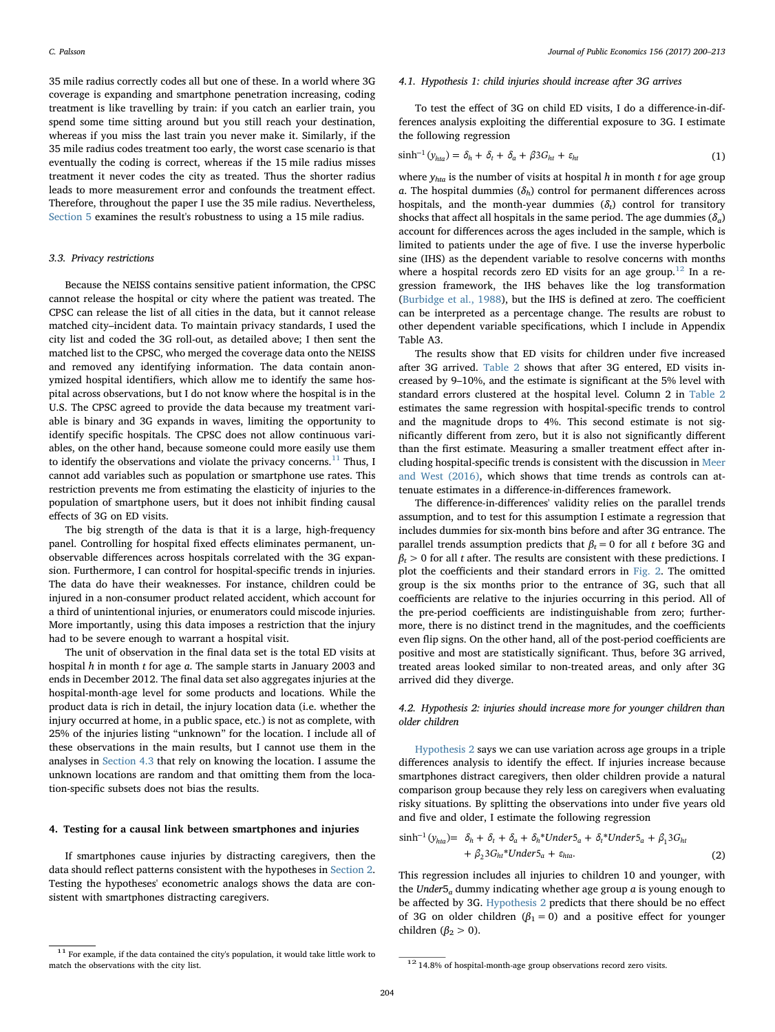35 mile radius correctly codes all but one of these. In a world where 3G coverage is expanding and smartphone penetration increasing, coding treatment is like travelling by train: if you catch an earlier train, you spend some time sitting around but you still reach your destination, whereas if you miss the last train you never make it. Similarly, if the 35 mile radius codes treatment too early, the worst case scenario is that eventually the coding is correct, whereas if the 15 mile radius misses treatment it never codes the city as treated. Thus the shorter radius leads to more measurement error and confounds the treatment effect. Therefore, throughout the paper I use the 35 mile radius. Nevertheless, Section 5 examines the result's robustness to using a 15 mile radius.

### 3.3. Privacy restrictions

Because the NEISS contains sensitive patient information, the CPSC cannot release the hospital or city where the patient was treated. The CPSC can release the list of all cities in the data, but it cannot release matched city–incident data. To maintain privacy standards, I used the city list and coded the 3G roll-out, as detailed above; I then sent the matched list to the CPSC, who merged the coverage data onto the NEISS and removed any identifying information. The data contain anonymized hospital identifiers, which allow me to identify the same hospital across observations, but I do not know where the hospital is in the U.S. The CPSC agreed to provide the data because my treatment variable is binary and 3G expands in waves, limiting the opportunity to identify specific hospitals. The CPSC does not allow continuous variables, on the other hand, because someone could more easily use them to identify the observations and violate the privacy concerns.[11] Thus, I cannot add variables such as population or smartphone use rates. This restriction prevents me from estimating the elasticity of injuries to the population of smartphone users, but it does not inhibit finding causal effects of 3G on ED visits.

The big strength of the data is that it is a large, high-frequency panel. Controlling for hospital fixed effects eliminates permanent, unobservable differences across hospitals correlated with the 3G expansion. Furthermore, I can control for hospital-specific trends in injuries. The data do have their weaknesses. For instance, children could be injured in a non-consumer product related accident, which account for a third of unintentional injuries, or enumerators could miscode injuries. More importantly, using this data imposes a restriction that the injury had to be severe enough to warrant a hospital visit.

The unit of observation in the final data set is the total ED visits at hospital $h$ in month $t$ for age $a$. The sample starts in January 2003 and ends in December 2012. The final data set also aggregates injuries at the hospital-month-age level for some products and locations. While the product data is rich in detail, the injury location data (i.e. whether the injury occurred at home, in a public space, etc.) is not as complete, with 25% of the injuries listing "unknown" for the location. I include all of these observations in the main results, but I cannot use them in the analyses in Section 4.3 that rely on knowing the location. I assume the unknown locations are random and that omitting them from the location-specific subsets does not bias the results.

## 4. Testing for a causal link between smartphones and injuries

If smartphones cause injuries by distracting caregivers, then the data should reflect patterns consistent with the hypotheses in Section 2. Testing the hypotheses' econometric analogs shows the data are consistent with smartphones distracting caregivers.

### 4.1. Hypothesis 1: child injuries should increase after 3G arrives

To test the effect of 3G on child ED visits, I do a difference-in-differences analysis exploiting the differential exposure to 3G. I estimate the following regression

$$\sinh^{-1}(y_{hta}) = \delta_h + \delta_t + \delta_a + \beta 3G_{ht} + \varepsilon_{ht} \tag{1}$$

where $y_{hta}$ is the number of visits at hospital $h$ in month $t$ for age group $a$. The hospital dummies ($\delta_h$) control for permanent differences across hospitals, and the month-year dummies ($\delta_t$) control for transitory shocks that affect all hospitals in the same period. The age dummies ($\delta_a$) account for differences across the ages included in the sample, which is limited to patients under the age of five. I use the inverse hyperbolic sine (IHS) as the dependent variable to resolve concerns with months where a hospital records zero ED visits for an age group.[12] In a regression framework, the IHS behaves like the log transformation (Burbidge et al., 1988), but the IHS is defined at zero. The coefficient can be interpreted as a percentage change. The results are robust to other dependent variable specifications, which I include in Appendix Table A3.

The results show that ED visits for children under five increased after 3G arrived. Table 2 shows that after 3G entered, ED visits increased by 9–10%, and the estimate is significant at the 5% level with standard errors clustered at the hospital level. Column 2 in Table 2 estimates the same regression with hospital-specific trends to control and the magnitude drops to 4%. This second estimate is not significantly different from zero, but it is also not significantly different than the first estimate. Measuring a smaller treatment effect after including hospital-specific trends is consistent with the discussion in Meer and West (2016), which shows that time trends as controls can attenuate estimates in a difference-in-differences framework.

The difference-in-differences' validity relies on the parallel trends assumption, and to test for this assumption I estimate a regression that includes dummies for six-month bins before and after 3G entrance. The parallel trends assumption predicts that $\beta_t = 0$ for all $t$ before 3G and $\beta_t > 0$ for all $t$ after. The results are consistent with these predictions. I plot the coefficients and their standard errors in Fig. 2. The omitted group is the six months prior to the entrance of 3G, such that all coefficients are relative to the injuries occurring in this period. All of the pre-period coefficients are indistinguishable from zero; furthermore, there is no distinct trend in the magnitudes, and the coefficients even flip signs. On the other hand, all of the post-period coefficients are positive and most are statistically significant. Thus, before 3G arrived, treated areas looked similar to non-treated areas, and only after 3G arrived did they diverge.

### 4.2. Hypothesis 2: injuries should increase more for younger children than older children

Hypothesis 2 says we can use variation across age groups in a triple differences analysis to identify the effect. If injuries increase because smartphones distract caregivers, then older children provide a natural comparison group because they rely less on caregivers when evaluating risky situations. By splitting the observations into under five years old and five and older, I estimate the following regression

$$\begin{aligned}\sinh^{-1}(y_{hta}) = {} & \delta_h + \delta_t + \delta_a + \delta_h{*}Under5_a + \delta_t{*}Under5_a + \beta_1 3G_{ht} \\ & + \beta_2 3G_{ht}{*}Under5_a + \varepsilon_{hta}.\end{aligned} \tag{2}$$

This regression includes all injuries to children 10 and younger, with the $Under5_a$ dummy indicating whether age group $a$ is young enough to be affected by 3G. Hypothesis 2 predicts that there should be no effect of 3G on older children ($\beta_1 = 0$) and a positive effect for younger children ($\beta_2 > 0$).

[11] For example, if the data contained the city's population, it would take little work to match the observations with the city list.

[12] 14.8% of hospital-month-age group observations record zero visits.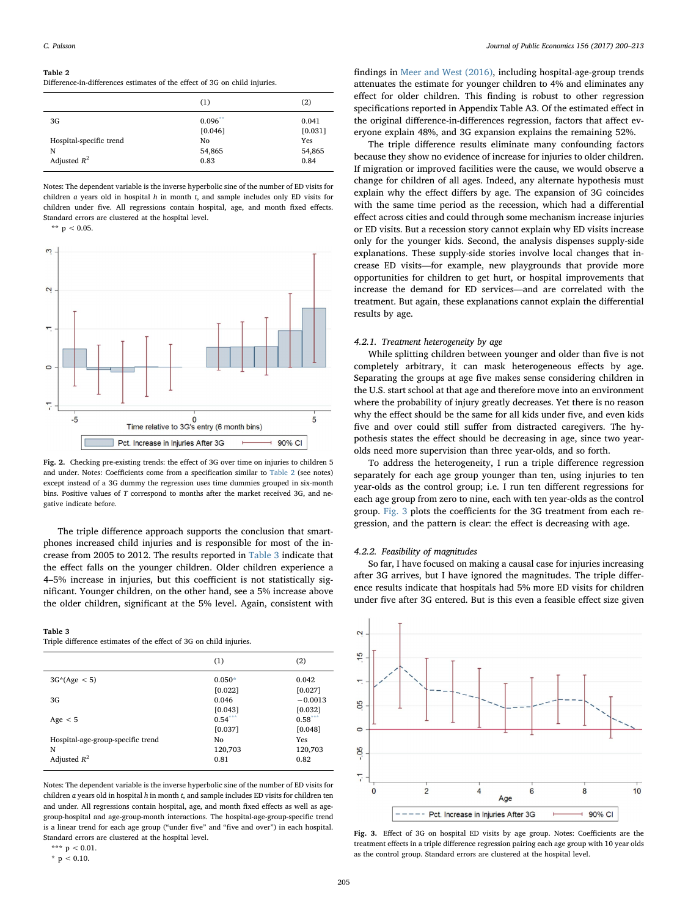**Table 2**
Difference-in-differences estimates of the effect of 3G on child injuries.

| | (1) | (2) |
|---|---|---|
| 3G | 0.096** | 0.041 |
| | [0.046] | [0.031] |
| Hospital-specific trend | No | Yes |
| N | 54,865 | 54,865 |
| Adjusted $R^2$ | 0.83 | 0.84 |

Notes: The dependent variable is the inverse hyperbolic sine of the number of ED visits for children $a$ years old in hospital $h$ in month $t$, and sample includes only ED visits for children under five. All regressions contain hospital, age, and month fixed effects. Standard errors are clustered at the hospital level.
** $p < 0.05$.

**Fig. 2.** Checking pre-existing trends: the effect of 3G over time on injuries to children 5 and under. Notes: Coefficients come from a specification similar to Table 2 (see notes) except instead of a 3G dummy the regression uses time dummies grouped in six-month bins. Positive values of $T$ correspond to months after the market received 3G, and negative indicate before.

The triple difference approach supports the conclusion that smartphones increased child injuries and is responsible for most of the increase from 2005 to 2012. The results reported in Table 3 indicate that the effect falls on the younger children. Older children experience a 4–5% increase in injuries, but this coefficient is not statistically significant. Younger children, on the other hand, see a 5% increase above the older children, significant at the 5% level. Again, consistent with findings in Meer and West (2016), including hospital-age-group trends attenuates the estimate for younger children to 4% and eliminates any effect for older children. This finding is robust to other regression specifications reported in Appendix Table A3. Of the estimated effect in the original difference-in-differences regression, factors that affect everyone explain 48%, and 3G expansion explains the remaining 52%.

**Table 3**
Triple difference estimates of the effect of 3G on child injuries.

| | (1) | (2) |
|---|---|---|
| 3G*(Age < 5) | 0.050* | 0.042 |
| | [0.022] | [0.027] |
| 3G | 0.046 | −0.0013 |
| | [0.043] | [0.032] |
| Age < 5 | 0.54*** | 0.58*** |
| | [0.037] | [0.048] |
| Hospital-age-group-specific trend | No | Yes |
| N | 120,703 | 120,703 |
| Adjusted $R^2$ | 0.81 | 0.82 |

Notes: The dependent variable is the inverse hyperbolic sine of the number of ED visits for children $a$ years old in hospital $h$ in month $t$, and sample includes ED visits for children ten and under. All regressions contain hospital, age, and month fixed effects as well as age-group-hospital and age-group-month interactions. The hospital-age-group-specific trend is a linear trend for each age group ("under five" and "five and over") in each hospital. Standard errors are clustered at the hospital level.
*** $p < 0.01$.
* $p < 0.10$.

The triple difference results eliminate many confounding factors because they show no evidence of increase for injuries to older children. If migration or improved facilities were the cause, we would observe a change for children of all ages. Indeed, any alternate hypothesis must explain why the effect differs by age. The expansion of 3G coincides with the same time period as the recession, which had a differential effect across cities and could through some mechanism increase injuries or ED visits. But a recession story cannot explain why ED visits increase only for the younger kids. Second, the analysis dispenses supply-side explanations. These supply-side stories involve local changes that increase ED visits—for example, new playgrounds that provide more opportunities for children to get hurt, or hospital improvements that increase the demand for ED services—and are correlated with the treatment. But again, these explanations cannot explain the differential results by age.

#### 4.2.1. Treatment heterogeneity by age

While splitting children between younger and older than five is not completely arbitrary, it can mask heterogeneous effects by age. Separating the groups at age five makes sense considering children in the U.S. start school at that age and therefore move into an environment where the probability of injury greatly decreases. Yet there is no reason why the effect should be the same for all kids under five, and even kids five and over could still suffer from distracted caregivers. The hypothesis states the effect should be decreasing in age, since two year-olds need more supervision than three year-olds, and so forth.

To address the heterogeneity, I run a triple difference regression separately for each age group younger than ten, using injuries to ten year-olds as the control group; i.e. I run ten different regressions for each age group from zero to nine, each with ten year-olds as the control group. Fig. 3 plots the coefficients for the 3G treatment from each regression, and the pattern is clear: the effect is decreasing with age.

#### 4.2.2. Feasibility of magnitudes

So far, I have focused on making a causal case for injuries increasing after 3G arrives, but I have ignored the magnitudes. The triple difference results indicate that hospitals had 5% more ED visits for children under five after 3G entered. But is this even a feasible effect size given

**Fig. 3.** Effect of 3G on hospital ED visits by age group. Notes: Coefficients are the treatment effects in a triple difference regression pairing each age group with 10 year olds as the control group. Standard errors are clustered at the hospital level.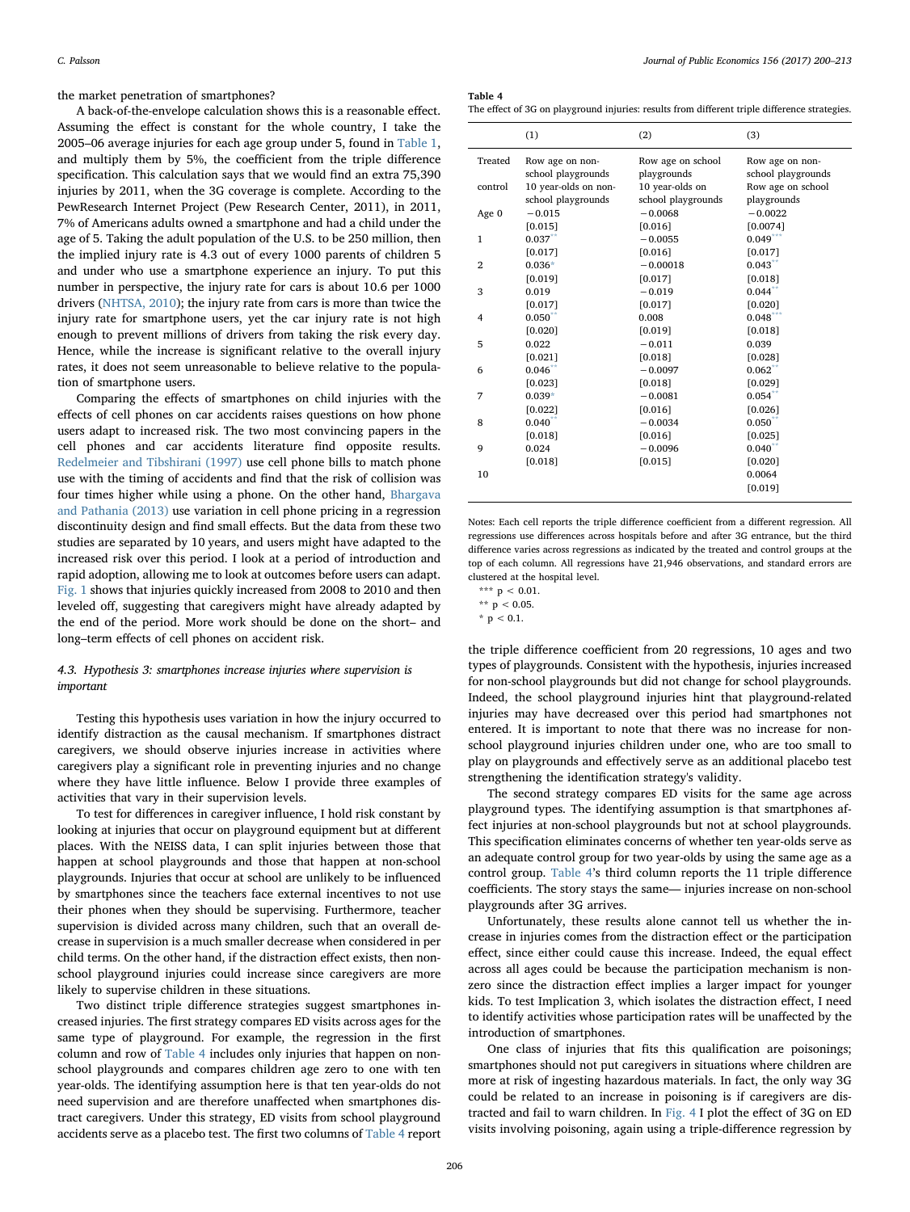the market penetration of smartphones?

A back-of-the-envelope calculation shows this is a reasonable effect. Assuming the effect is constant for the whole country, I take the 2005–06 average injuries for each age group under 5, found in Table 1, and multiply them by 5%, the coefficient from the triple difference specification. This calculation says that we would find an extra 75,390 injuries by 2011, when the 3G coverage is complete. According to the PewResearch Internet Project (Pew Research Center, 2011), in 2011, 7% of Americans adults owned a smartphone and had a child under the age of 5. Taking the adult population of the U.S. to be 250 million, then the implied injury rate is 4.3 out of every 1000 parents of children 5 and under who use a smartphone experience an injury. To put this number in perspective, the injury rate for cars is about 10.6 per 1000 drivers (NHTSA, 2010); the injury rate from cars is more than twice the injury rate for smartphone users, yet the car injury rate is not high enough to prevent millions of drivers from taking the risk every day. Hence, while the increase is significant relative to the overall injury rates, it does not seem unreasonable to believe relative to the population of smartphone users.

Comparing the effects of smartphones on child injuries with the effects of cell phones on car accidents raises questions on how phone users adapt to increased risk. The two most convincing papers in the cell phones and car accidents literature find opposite results. Redelmeier and Tibshirani (1997) use cell phone bills to match phone use with the timing of accidents and find that the risk of collision was four times higher while using a phone. On the other hand, Bhargava and Pathania (2013) use variation in cell phone pricing in a regression discontinuity design and find small effects. But the data from these two studies are separated by 10 years, and users might have adapted to the increased risk over this period. I look at a period of introduction and rapid adoption, allowing me to look at outcomes before users can adapt. Fig. 1 shows that injuries quickly increased from 2008 to 2010 and then leveled off, suggesting that caregivers might have already adapted by the end of the period. More work should be done on the short– and long–term effects of cell phones on accident risk.

### 4.3. Hypothesis 3: smartphones increase injuries where supervision is important

Testing this hypothesis uses variation in how the injury occurred to identify distraction as the causal mechanism. If smartphones distract caregivers, we should observe injuries increase in activities where caregivers play a significant role in preventing injuries and no change where they have little influence. Below I provide three examples of activities that vary in their supervision levels.

To test for differences in caregiver influence, I hold risk constant by looking at injuries that occur on playground equipment but at different places. With the NEISS data, I can split injuries between those that happen at school playgrounds and those that happen at non-school playgrounds. Injuries that occur at school are unlikely to be influenced by smartphones since the teachers face external incentives to not use their phones when they should be supervising. Furthermore, teacher supervision is divided across many children, such that an overall decrease in supervision is a much smaller decrease when considered in per child terms. On the other hand, if the distraction effect exists, then non-school playground injuries could increase since caregivers are more likely to supervise children in these situations.

Two distinct triple difference strategies suggest smartphones increased injuries. The first strategy compares ED visits across ages for the same type of playground. For example, the regression in the first column and row of Table 4 includes only injuries that happen on non-school playgrounds and compares children age zero to one with ten year-olds. The identifying assumption here is that ten year-olds do not need supervision and are therefore unaffected when smartphones distract caregivers. Under this strategy, ED visits from school playground accidents serve as a placebo test. The first two columns of Table 4 report

**Table 4**
The effect of 3G on playground injuries: results from different triple difference strategies.

| | (1) | (2) | (3) |
|---|---|---|---|
| Treated | Row age on non-school playgrounds | Row age on school playgrounds | Row age on non-school playgrounds |
| control | 10 year-olds on non-school playgrounds | 10 year-olds on school playgrounds | Row age on school playgrounds |
| Age 0 | −0.015 | −0.0068 | −0.0022 |
| | [0.015] | [0.016] | [0.0074] |
| 1 | 0.037** | −0.0055 | 0.049*** |
| | [0.017] | [0.016] | [0.017] |
| 2 | 0.036* | −0.00018 | 0.043** |
| | [0.019] | [0.017] | [0.018] |
| 3 | 0.019 | −0.019 | 0.044** |
| | [0.017] | [0.017] | [0.020] |
| 4 | 0.050** | 0.008 | 0.048*** |
| | [0.020] | [0.019] | [0.018] |
| 5 | 0.022 | −0.011 | 0.039 |
| | [0.021] | [0.018] | [0.028] |
| 6 | 0.046** | −0.0097 | 0.062** |
| | [0.023] | [0.018] | [0.029] |
| 7 | 0.039* | −0.0081 | 0.054** |
| | [0.022] | [0.016] | [0.026] |
| 8 | 0.040** | −0.0034 | 0.050** |
| | [0.018] | [0.016] | [0.025] |
| 9 | 0.024 | −0.0096 | 0.040** |
| | [0.018] | [0.015] | [0.020] |
| 10 | | | 0.0064 |
| | | | [0.019] |

Notes: Each cell reports the triple difference coefficient from a different regression. All regressions use differences across hospitals before and after 3G entrance, but the third difference varies across regressions as indicated by the treated and control groups at the top of each column. All regressions have 21,946 observations, and standard errors are clustered at the hospital level.

*** $p < 0.01$.
** $p < 0.05$.
* $p < 0.1$.

the triple difference coefficient from 20 regressions, 10 ages and two types of playgrounds. Consistent with the hypothesis, injuries increased for non-school playgrounds but did not change for school playgrounds. Indeed, the school playground injuries hint that playground-related injuries may have decreased over this period had smartphones not entered. It is important to note that there was no increase for non-school playground injuries children under one, who are too small to play on playgrounds and effectively serve as an additional placebo test strengthening the identification strategy's validity.

The second strategy compares ED visits for the same age across playground types. The identifying assumption is that smartphones affect injuries at non-school playgrounds but not at school playgrounds. This specification eliminates concerns of whether ten year-olds serve as an adequate control group for two year-olds by using the same age as a control group. Table 4's third column reports the 11 triple difference coefficients. The story stays the same— injuries increase on non-school playgrounds after 3G arrives.

Unfortunately, these results alone cannot tell us whether the increase in injuries comes from the distraction effect or the participation effect, since either could cause this increase. Indeed, the equal effect across all ages could be because the participation mechanism is non-zero since the distraction effect implies a larger impact for younger kids. To test Implication 3, which isolates the distraction effect, I need to identify activities whose participation rates will be unaffected by the introduction of smartphones.

One class of injuries that fits this qualification are poisonings; smartphones should not put caregivers in situations where children are more at risk of ingesting hazardous materials. In fact, the only way 3G could be related to an increase in poisoning is if caregivers are distracted and fail to warn children. In Fig. 4 I plot the effect of 3G on ED visits involving poisoning, again using a triple-difference regression by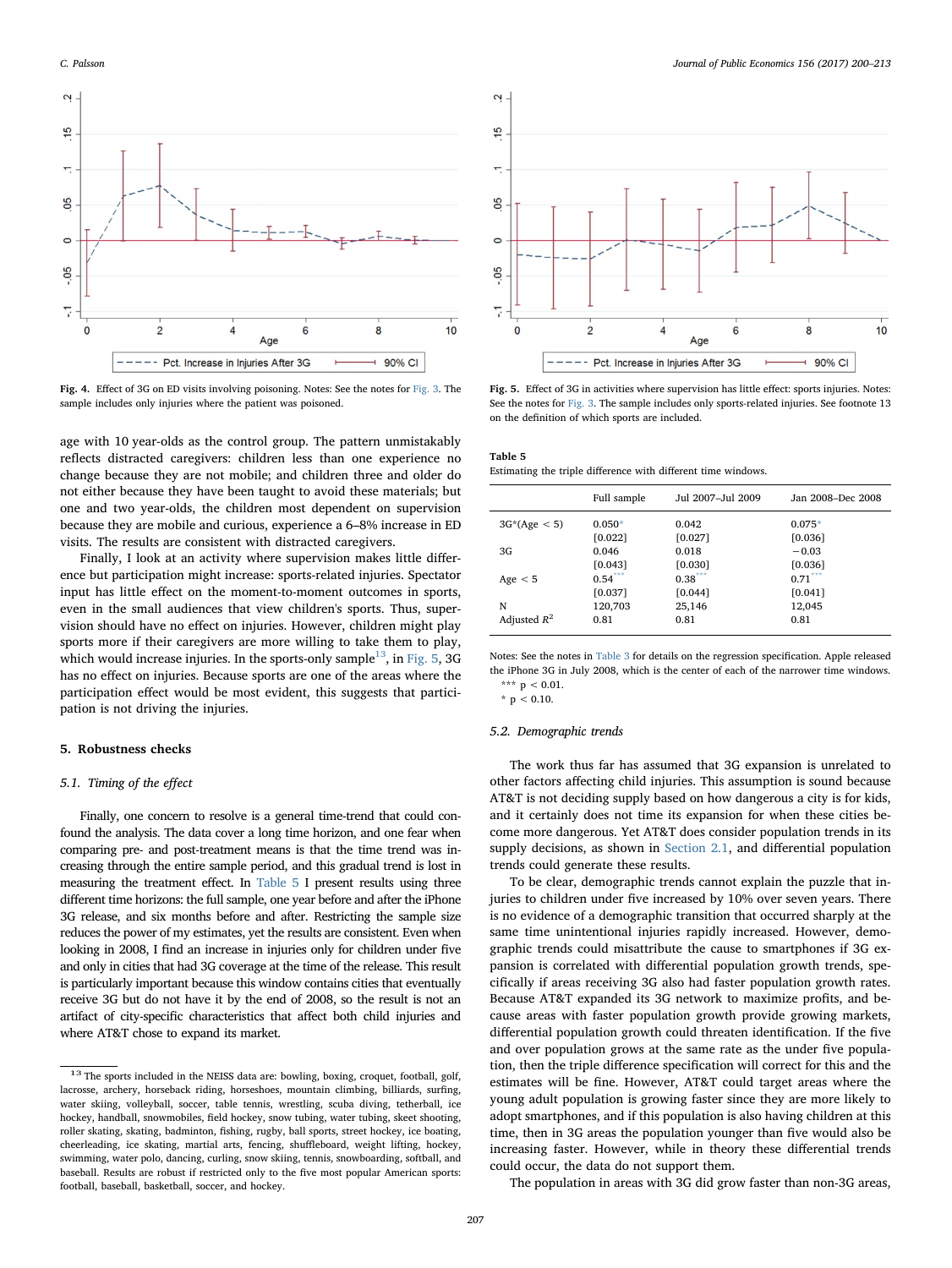Fig. 4. Effect of 3G on ED visits involving poisoning. Notes: See the notes for Fig. 3. The sample includes only injuries where the patient was poisoned.

Fig. 5. Effect of 3G in activities where supervision has little effect: sports injuries. Notes: See the notes for Fig. 3. The sample includes only sports-related injuries. See footnote 13 on the definition of which sports are included.

age with 10 year-olds as the control group. The pattern unmistakably reflects distracted caregivers: children less than one experience no change because they are not mobile; and children three and older do not either because they have been taught to avoid these materials; but one and two year-olds, the children most dependent on supervision because they are mobile and curious, experience a 6–8% increase in ED visits. The results are consistent with distracted caregivers.

Finally, I look at an activity where supervision makes little difference but participation might increase: sports-related injuries. Spectator input has little effect on the moment-to-moment outcomes in sports, even in the small audiences that view children's sports. Thus, supervision should have no effect on injuries. However, children might play sports more if their caregivers are more willing to take them to play, which would increase injuries. In the sports-only sample[13], in Fig. 5, 3G has no effect on injuries. Because sports are one of the areas where the participation effect would be most evident, this suggests that participation is not driving the injuries.

## 5. Robustness checks

### 5.1. Timing of the effect

Finally, one concern to resolve is a general time-trend that could confound the analysis. The data cover a long time horizon, and one fear when comparing pre- and post-treatment means is that the time trend was increasing through the entire sample period, and this gradual trend is lost in measuring the treatment effect. In Table 5 I present results using three different time horizons: the full sample, one year before and after the iPhone 3G release, and six months before and after. Restricting the sample size reduces the power of my estimates, yet the results are consistent. Even when looking in 2008, I find an increase in injuries only for children under five and only in cities that had 3G coverage at the time of the release. This result is particularly important because this window contains cities that eventually receive 3G but do not have it by the end of 2008, so the result is not an artifact of city-specific characteristics that affect both child injuries and where AT&T chose to expand its market.

[13] The sports included in the NEISS data are: bowling, boxing, croquet, football, golf, lacrosse, archery, horseback riding, horseshoes, mountain climbing, billiards, surfing, water skiing, volleyball, soccer, table tennis, wrestling, scuba diving, tetherball, ice hockey, handball, snowmobiles, field hockey, snow tubing, water tubing, skeet shooting, roller skating, skating, badminton, fishing, rugby, ball sports, street hockey, ice boating, cheerleading, ice skating, martial arts, fencing, shuffleboard, weight lifting, hockey, swimming, water polo, dancing, curling, snow skiing, tennis, snowboarding, softball, and baseball. Results are robust if restricted only to the five most popular American sports: football, baseball, basketball, soccer, and hockey.

**Table 5**
Estimating the triple difference with different time windows.

| | Full sample | Jul 2007–Jul 2009 | Jan 2008–Dec 2008 |
|---|---|---|---|
| 3G*(Age < 5) | 0.050* | 0.042 | 0.075* |
| | [0.022] | [0.027] | [0.036] |
| 3G | 0.046 | 0.018 | −0.03 |
| | [0.043] | [0.030] | [0.036] |
| Age < 5 | 0.54*** | 0.38*** | 0.71*** |
| | [0.037] | [0.044] | [0.041] |
| N | 120,703 | 25,146 | 12,045 |
| Adjusted $R^2$ | 0.81 | 0.81 | 0.81 |

Notes: See the notes in Table 3 for details on the regression specification. Apple released the iPhone 3G in July 2008, which is the center of each of the narrower time windows.
*** $p < 0.01$.
* $p < 0.10$.

### 5.2. Demographic trends

The work thus far has assumed that 3G expansion is unrelated to other factors affecting child injuries. This assumption is sound because AT&T is not deciding supply based on how dangerous a city is for kids, and it certainly does not time its expansion for when these cities become more dangerous. Yet AT&T does consider population trends in its supply decisions, as shown in Section 2.1, and differential population trends could generate these results.

To be clear, demographic trends cannot explain the puzzle that injuries to children under five increased by 10% over seven years. There is no evidence of a demographic transition that occurred sharply at the same time unintentional injuries rapidly increased. However, demographic trends could misattribute the cause to smartphones if 3G expansion is correlated with differential population growth trends, specifically if areas receiving 3G also had faster population growth rates. Because AT&T expanded its 3G network to maximize profits, and because areas with faster population growth provide growing markets, differential population growth could threaten identification. If the five and over population grows at the same rate as the under five population, then the triple difference specification will correct for this and the estimates will be fine. However, AT&T could target areas where the young adult population is growing faster since they are more likely to adopt smartphones, and if this population is also having children at this time, then in 3G areas the population younger than five would also be increasing faster. However, while in theory these differential trends could occur, the data do not support them.

The population in areas with 3G did grow faster than non-3G areas,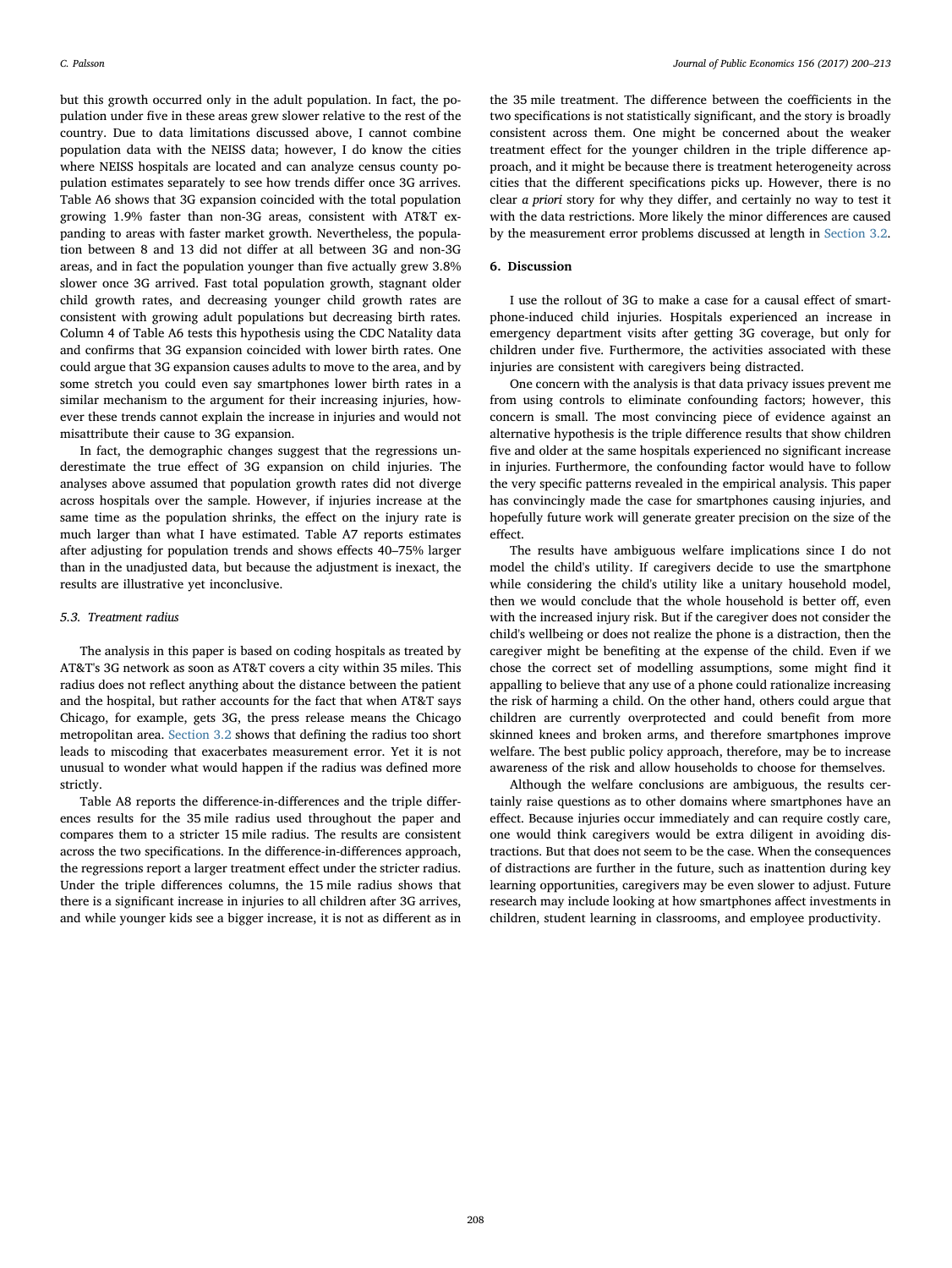but this growth occurred only in the adult population. In fact, the population under five in these areas grew slower relative to the rest of the country. Due to data limitations discussed above, I cannot combine population data with the NEISS data; however, I do know the cities where NEISS hospitals are located and can analyze census county population estimates separately to see how trends differ once 3G arrives. Table A6 shows that 3G expansion coincided with the total population growing 1.9% faster than non-3G areas, consistent with AT&T expanding to areas with faster market growth. Nevertheless, the population between 8 and 13 did not differ at all between 3G and non-3G areas, and in fact the population younger than five actually grew 3.8% slower once 3G arrived. Fast total population growth, stagnant older child growth rates, and decreasing younger child growth rates are consistent with growing adult populations but decreasing birth rates. Column 4 of Table A6 tests this hypothesis using the CDC Natality data and confirms that 3G expansion coincided with lower birth rates. One could argue that 3G expansion causes adults to move to the area, and by some stretch you could even say smartphones lower birth rates in a similar mechanism to the argument for their increasing injuries, however these trends cannot explain the increase in injuries and would not misattribute their cause to 3G expansion.

In fact, the demographic changes suggest that the regressions underestimate the true effect of 3G expansion on child injuries. The analyses above assumed that population growth rates did not diverge across hospitals over the sample. However, if injuries increase at the same time as the population shrinks, the effect on the injury rate is much larger than what I have estimated. Table A7 reports estimates after adjusting for population trends and shows effects 40–75% larger than in the unadjusted data, but because the adjustment is inexact, the results are illustrative yet inconclusive.

### 5.3. Treatment radius

The analysis in this paper is based on coding hospitals as treated by AT&T's 3G network as soon as AT&T covers a city within 35 miles. This radius does not reflect anything about the distance between the patient and the hospital, but rather accounts for the fact that when AT&T says Chicago, for example, gets 3G, the press release means the Chicago metropolitan area. Section 3.2 shows that defining the radius too short leads to miscoding that exacerbates measurement error. Yet it is not unusual to wonder what would happen if the radius was defined more strictly.

Table A8 reports the difference-in-differences and the triple differences results for the 35 mile radius used throughout the paper and compares them to a stricter 15 mile radius. The results are consistent across the two specifications. In the difference-in-differences approach, the regressions report a larger treatment effect under the stricter radius. Under the triple differences columns, the 15 mile radius shows that there is a significant increase in injuries to all children after 3G arrives, and while younger kids see a bigger increase, it is not as different as in the 35 mile treatment. The difference between the coefficients in the two specifications is not statistically significant, and the story is broadly consistent across them. One might be concerned about the weaker treatment effect for the younger children in the triple difference approach, and it might be because there is treatment heterogeneity across cities that the different specifications picks up. However, there is no clear *a priori* story for why they differ, and certainly no way to test it with the data restrictions. More likely the minor differences are caused by the measurement error problems discussed at length in Section 3.2.

## 6. Discussion

I use the rollout of 3G to make a case for a causal effect of smartphone-induced child injuries. Hospitals experienced an increase in emergency department visits after getting 3G coverage, but only for children under five. Furthermore, the activities associated with these injuries are consistent with caregivers being distracted.

One concern with the analysis is that data privacy issues prevent me from using controls to eliminate confounding factors; however, this concern is small. The most convincing piece of evidence against an alternative hypothesis is the triple difference results that show children five and older at the same hospitals experienced no significant increase in injuries. Furthermore, the confounding factor would have to follow the very specific patterns revealed in the empirical analysis. This paper has convincingly made the case for smartphones causing injuries, and hopefully future work will generate greater precision on the size of the effect.

The results have ambiguous welfare implications since I do not model the child's utility. If caregivers decide to use the smartphone while considering the child's utility like a unitary household model, then we would conclude that the whole household is better off, even with the increased injury risk. But if the caregiver does not consider the child's wellbeing or does not realize the phone is a distraction, then the caregiver might be benefiting at the expense of the child. Even if we chose the correct set of modelling assumptions, some might find it appalling to believe that any use of a phone could rationalize increasing the risk of harming a child. On the other hand, others could argue that children are currently overprotected and could benefit from more skinned knees and broken arms, and therefore smartphones improve welfare. The best public policy approach, therefore, may be to increase awareness of the risk and allow households to choose for themselves.

Although the welfare conclusions are ambiguous, the results certainly raise questions as to other domains where smartphones have an effect. Because injuries occur immediately and can require costly care, one would think caregivers would be extra diligent in avoiding distractions. But that does not seem to be the case. When the consequences of distractions are further in the future, such as inattention during key learning opportunities, caregivers may be even slower to adjust. Future research may include looking at how smartphones affect investments in children, student learning in classrooms, and employee productivity.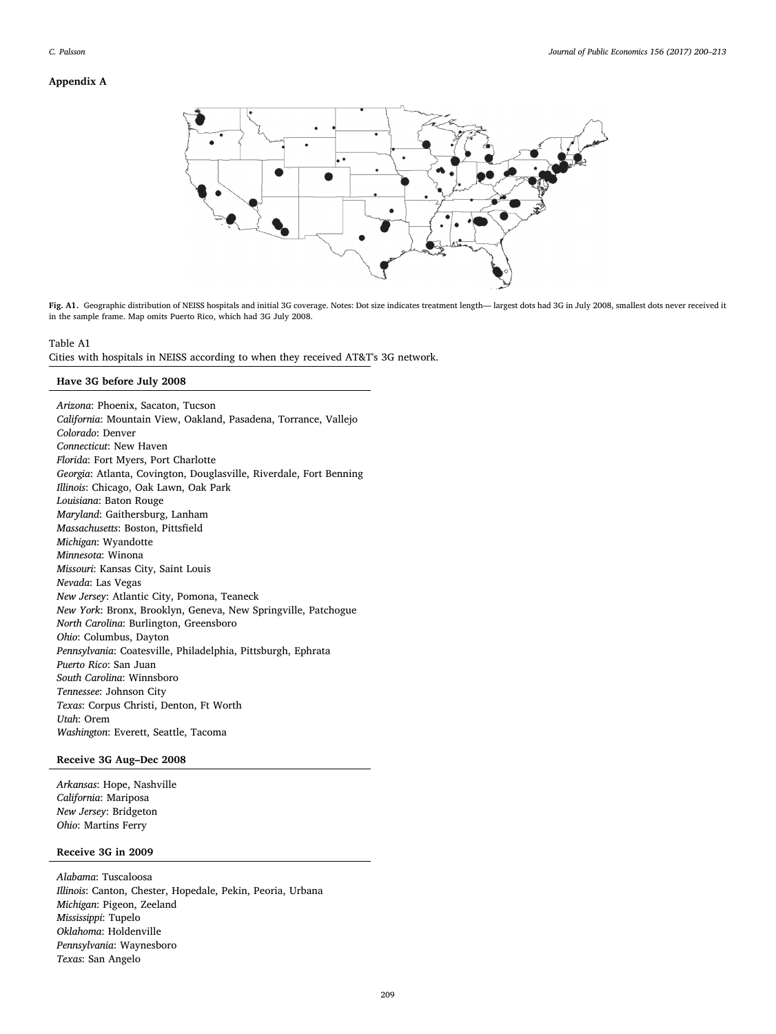## Appendix A

Fig. A1. Geographic distribution of NEISS hospitals and initial 3G coverage. Notes: Dot size indicates treatment length— largest dots had 3G in July 2008, smallest dots never received it in the sample frame. Map omits Puerto Rico, which had 3G July 2008.

Table A1
Cities with hospitals in NEISS according to when they received AT&T's 3G network.

**Have 3G before July 2008**

*Arizona*: Phoenix, Sacaton, Tucson
*California*: Mountain View, Oakland, Pasadena, Torrance, Vallejo
*Colorado*: Denver
*Connecticut*: New Haven
*Florida*: Fort Myers, Port Charlotte
*Georgia*: Atlanta, Covington, Douglasville, Riverdale, Fort Benning
*Illinois*: Chicago, Oak Lawn, Oak Park
*Louisiana*: Baton Rouge
*Maryland*: Gaithersburg, Lanham
*Massachusetts*: Boston, Pittsfield
*Michigan*: Wyandotte
*Minnesota*: Winona
*Missouri*: Kansas City, Saint Louis
*Nevada*: Las Vegas
*New Jersey*: Atlantic City, Pomona, Teaneck
*New York*: Bronx, Brooklyn, Geneva, New Springville, Patchogue
*North Carolina*: Burlington, Greensboro
*Ohio*: Columbus, Dayton
*Pennsylvania*: Coatesville, Philadelphia, Pittsburgh, Ephrata
*Puerto Rico*: San Juan
*South Carolina*: Winnsboro
*Tennessee*: Johnson City
*Texas*: Corpus Christi, Denton, Ft Worth
*Utah*: Orem
*Washington*: Everett, Seattle, Tacoma

**Receive 3G Aug–Dec 2008**

*Arkansas*: Hope, Nashville
*California*: Mariposa
*New Jersey*: Bridgeton
*Ohio*: Martins Ferry

**Receive 3G in 2009**

*Alabama*: Tuscaloosa
*Illinois*: Canton, Chester, Hopedale, Pekin, Peoria, Urbana
*Michigan*: Pigeon, Zeeland
*Mississippi*: Tupelo
*Oklahoma*: Holdenville
*Pennsylvania*: Waynesboro
*Texas*: San Angelo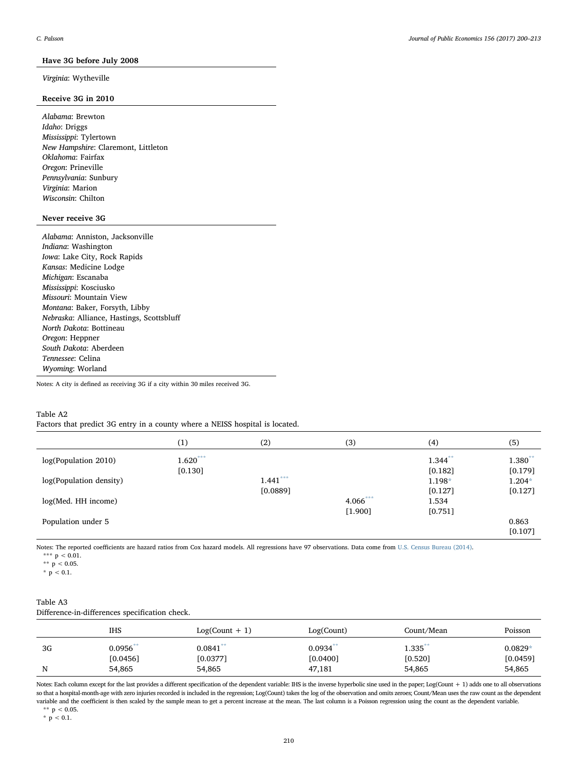**Have 3G before July 2008**

*Virginia*: Wytheville

**Receive 3G in 2010**

*Alabama*: Brewton
*Idaho*: Driggs
*Mississippi*: Tylertown
*New Hampshire*: Claremont, Littleton
*Oklahoma*: Fairfax
*Oregon*: Prineville
*Pennsylvania*: Sunbury
*Virginia*: Marion
*Wisconsin*: Chilton

**Never receive 3G**

*Alabama*: Anniston, Jacksonville
*Indiana*: Washington
*Iowa*: Lake City, Rock Rapids
*Kansas*: Medicine Lodge
*Michigan*: Escanaba
*Mississippi*: Kosciusko
*Missouri*: Mountain View
*Montana*: Baker, Forsyth, Libby
*Nebraska*: Alliance, Hastings, Scottsbluff
*North Dakota*: Bottineau
*Oregon*: Heppner
*South Dakota*: Aberdeen
*Tennessee*: Celina
*Wyoming*: Worland

Notes: A city is defined as receiving 3G if a city within 30 miles received 3G.

Table A2
Factors that predict 3G entry in a county where a NEISS hospital is located.

| | (1) | (2) | (3) | (4) | (5) |
|---|---|---|---|---|---|
| log(Population 2010) | 1.620*** | | | 1.344** | 1.380** |
| | [0.130] | | | [0.182] | [0.179] |
| log(Population density) | | 1.441*** | | 1.198* | 1.204* |
| | | [0.0889] | | [0.127] | [0.127] |
| log(Med. HH income) | | | 4.066*** | 1.534 | |
| | | | [1.900] | [0.751] | |
| Population under 5 | | | | | 0.863 |
| | | | | | [0.107] |

Notes: The reported coefficients are hazard ratios from Cox hazard models. All regressions have 97 observations. Data come from U.S. Census Bureau (2014).
*** $p < 0.01$.
** $p < 0.05$.
* $p < 0.1$.

Table A3
Difference-in-differences specification check.

| | IHS | Log(Count + 1) | Log(Count) | Count/Mean | Poisson |
|---|---|---|---|---|---|
| 3G | 0.0956** | 0.0841** | 0.0934** | 1.335** | 0.0829* |
| | [0.0456] | [0.0377] | [0.0400] | [0.520] | [0.0459] |
| N | 54,865 | 54,865 | 47,181 | 54,865 | 54,865 |

Notes: Each column except for the last provides a different specification of the dependent variable: IHS is the inverse hyperbolic sine used in the paper; Log(Count + 1) adds one to all observations so that a hospital-month-age with zero injuries recorded is included in the regression; Log(Count) takes the log of the observation and omits zeroes; Count/Mean uses the raw count as the dependent variable and the coefficient is then scaled by the sample mean to get a percent increase at the mean. The last column is a Poisson regression using the count as the dependent variable.
** $p < 0.05$.
* $p < 0.1$.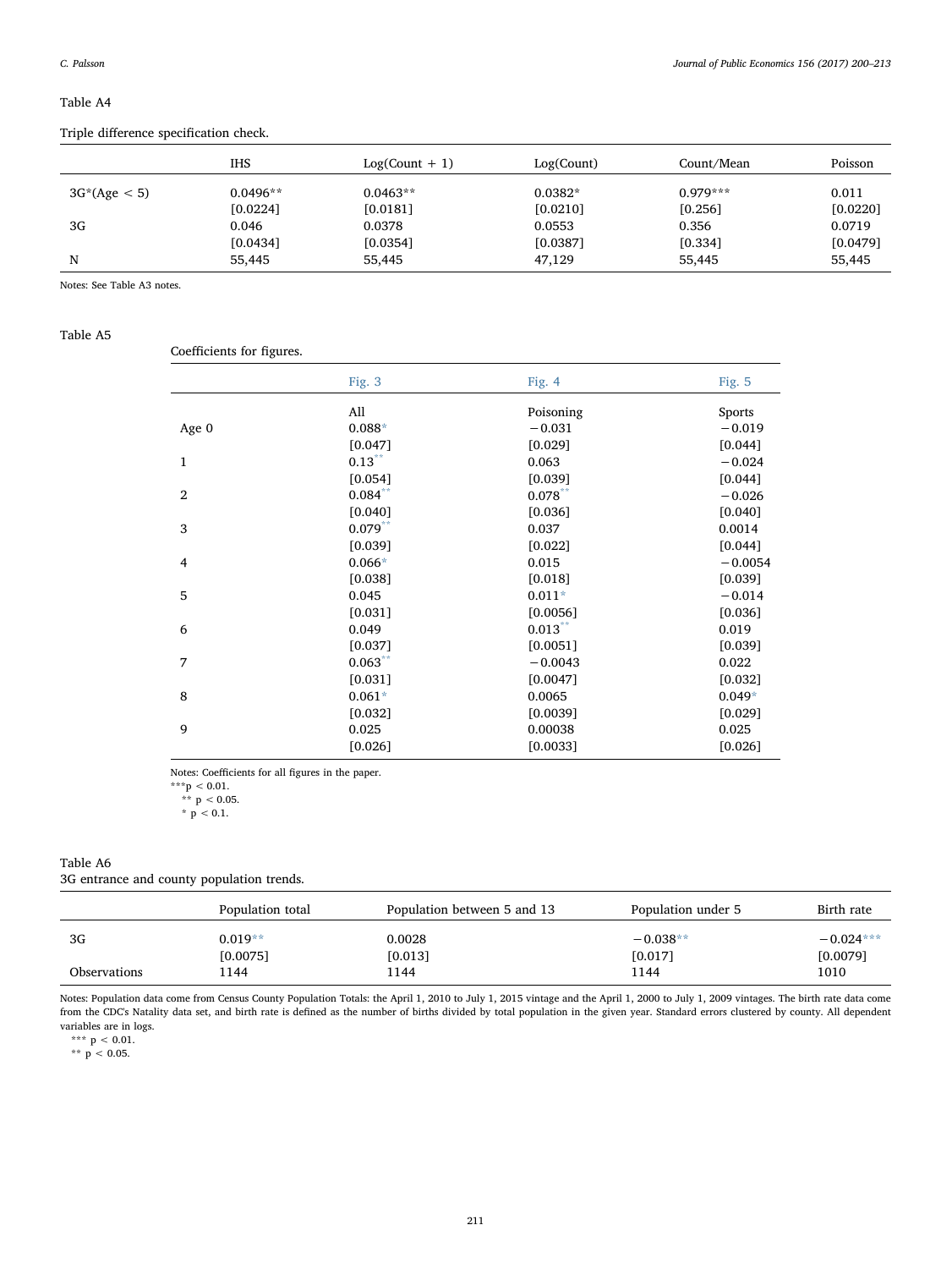Table A4

Triple difference specification check.

| | IHS | Log(Count + 1) | Log(Count) | Count/Mean | Poisson |
|---|---|---|---|---|---|
| 3G*(Age < 5) | 0.0496** | 0.0463** | 0.0382* | 0.979*** | 0.011 |
| | [0.0224] | [0.0181] | [0.0210] | [0.256] | [0.0220] |
| 3G | 0.046 | 0.0378 | 0.0553 | 0.356 | 0.0719 |
| | [0.0434] | [0.0354] | [0.0387] | [0.334] | [0.0479] |
| N | 55,445 | 55,445 | 47,129 | 55,445 | 55,445 |

Notes: See Table A3 notes.

Table A5

Coefficients for figures.

| | Fig. 3 | Fig. 4 | Fig. 5 |
|---|---|---|---|
| | All | Poisoning | Sports |
| Age 0 | 0.088* | −0.031 | −0.019 |
| | [0.047] | [0.029] | [0.044] |
| 1 | 0.13** | 0.063 | −0.024 |
| | [0.054] | [0.039] | [0.044] |
| 2 | 0.084** | 0.078** | −0.026 |
| | [0.040] | [0.036] | [0.040] |
| 3 | 0.079** | 0.037 | 0.0014 |
| | [0.039] | [0.022] | [0.044] |
| 4 | 0.066* | 0.015 | −0.0054 |
| | [0.038] | [0.018] | [0.039] |
| 5 | 0.045 | 0.011* | −0.014 |
| | [0.031] | [0.0056] | [0.036] |
| 6 | 0.049 | 0.013** | 0.019 |
| | [0.037] | [0.0051] | [0.039] |
| 7 | 0.063** | −0.0043 | 0.022 |
| | [0.031] | [0.0047] | [0.032] |
| 8 | 0.061* | 0.0065 | 0.049* |
| | [0.032] | [0.0039] | [0.029] |
| 9 | 0.025 | 0.00038 | 0.025 |
| | [0.026] | [0.0033] | [0.026] |

Notes: Coefficients for all figures in the paper.
***$p < 0.01$.
** $p < 0.05$.
* $p < 0.1$.

Table A6

3G entrance and county population trends.

| | Population total | Population between 5 and 13 | Population under 5 | Birth rate |
|---|---|---|---|---|
| 3G | 0.019** | 0.0028 | −0.038** | −0.024*** |
| | [0.0075] | [0.013] | [0.017] | [0.0079] |
| Observations | 1144 | 1144 | 1144 | 1010 |

Notes: Population data come from Census County Population Totals: the April 1, 2010 to July 1, 2015 vintage and the April 1, 2000 to July 1, 2009 vintages. The birth rate data come from the CDC's Natality data set, and birth rate is defined as the number of births divided by total population in the given year. Standard errors clustered by county. All dependent variables are in logs.
*** $p < 0.01$.
** $p < 0.05$.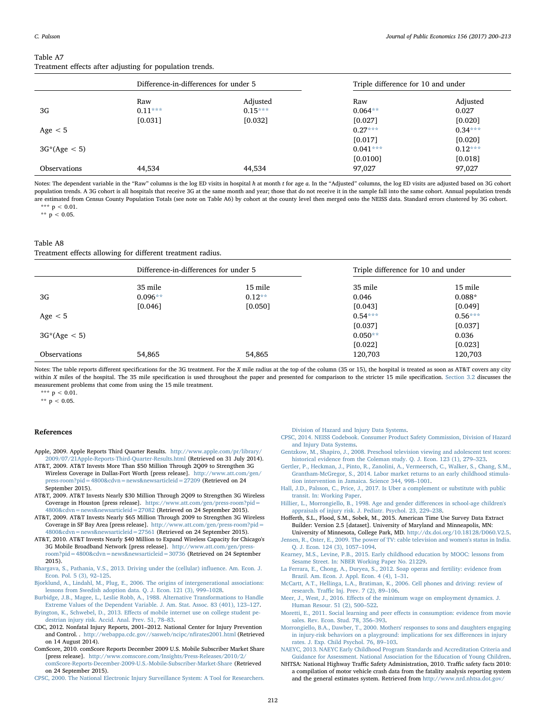Table A7

Treatment effects after adjusting for population trends.

| | Difference-in-differences for under 5 | | Triple difference for 10 and under | |
|---|---|---|---|---|
| | Raw | Adjusted | Raw | Adjusted |
| 3G | 0.11*** | 0.15*** | 0.064** | 0.027 |
| | [0.031] | [0.032] | [0.027] | [0.020] |
| Age < 5 | | | 0.27*** | 0.34*** |
| | | | [0.017] | [0.020] |
| 3G*(Age < 5) | | | 0.041*** | 0.12*** |
| | | | [0.0100] | [0.018] |
| Observations | 44,534 | 44,534 | 97,027 | 97,027 |

Notes: The dependent variable in the "Raw" columns is the log ED visits in hospital $h$ at month $t$ for age $a$. In the "Adjusted" columns, the log ED visits are adjusted based on 3G cohort population trends. A 3G cohort is all hospitals that receive 3G at the same month and year; those that do not receive it in the sample fall into the same cohort. Annual population trends are estimated from Census County Population Totals (see note on Table A6) by cohort at the county level then merged onto the NEISS data. Standard errors clustered by 3G cohort.

*** $p < 0.01$.

** $p < 0.05$.

Table A8

Treatment effects allowing for different treatment radius.

| | Difference-in-differences for under 5 | | Triple difference for 10 and under | |
|---|---|---|---|---|
| | 35 mile | 15 mile | 35 mile | 15 mile |
| 3G | 0.096** | 0.12** | 0.046 | 0.088* |
| | [0.046] | [0.050] | [0.043] | [0.049] |
| Age < 5 | | | 0.54*** | 0.56*** |
| | | | [0.037] | [0.037] |
| 3G*(Age < 5) | | | 0.050** | 0.036 |
| | | | [0.022] | [0.023] |
| Observations | 54,865 | 54,865 | 120,703 | 120,703 |

Notes: The table reports different specifications for the 3G treatment. For the X mile radius at the top of the column (35 or 15), the hospital is treated as soon as AT&T covers any city within X miles of the hospital. The 35 mile specification is used throughout the paper and presented for comparison to the stricter 15 mile specification. Section 3.2 discusses the measurement problems that come from using the 15 mile treatment.

*** $p < 0.01$.

** $p < 0.05$.

## References

Apple, 2009. Apple Reports Third Quarter Results. http://www.apple.com/pr/library/2009/07/21Apple-Reports-Third-Quarter-Results.html (Retrieved on 31 July 2014).

AT&T, 2009. AT&T Invests More Than $50 Million Through 2Q09 to Strengthen 3G Wireless Coverage in Dallas-Fort Worth [press release]. http://www.att.com/gen/press-room?pid=4800&cdvn=news&newsarticleid=27209 (Retrieved on 24 September 2015).

AT&T, 2009. AT&T Invests Nearly $30 Million Through 2Q09 to Strengthen 3G Wireless Coverage in Houston [press release]. https://www.att.com/gen/press-room?pid=4800&cdvn=news&newsarticleid=27082 (Retrieved on 24 September 2015).

AT&T, 2009. AT&T Invests Nearly $65 Million Through 2009 to Strengthen 3G Wireless Coverage in SF Bay Area [press release]. http://www.att.com/gen/press-room?pid=4800&cdvn=news&newsarticleid=27561 (Retrieved on 24 September 2015).

AT&T, 2010. AT&T Invests Nearly $40 Million to Expand Wireless Capacity for Chicago's 3G Mobile Broadband Network [press release]. http://www.att.com/gen/press-room?pid=4800&cdvn=news&newsarticleid=30736 (Retrieved on 24 September 2015).

Bhargava, S., Pathania, V.S., 2013. Driving under the (cellular) influence. Am. Econ. J. Econ. Pol. 5 (3), 92–125.

Bjorklund, A., Lindahl, M., Plug, E., 2006. The origins of intergenerational associations: lessons from Swedish adoption data. Q. J. Econ. 121 (3), 999–1028.

Burbidge, J.B., Magee, L., Leslie Robb, A., 1988. Alternative Transformations to Handle Extreme Values of the Dependent Variable. J. Am. Stat. Assoc. 83 (401), 123–127.

Byington, K., Schwebel, D., 2013. Effects of mobile internet use on college student pedestrian injury risk. Accid. Anal. Prev. 51, 78–83.

CDC, 2012. Nonfatal Injury Reports, 2001–2012. National Center for Injury Prevention and Control. . http://webappa.cdc.gov//sasweb/ncipc/nfirates2001.html (Retrieved on 14 August 2014).

ComScore, 2010. comScore Reports December 2009 U.S. Mobile Subscriber Market Share [press release]. http://www.comscore.com/Insights/Press-Releases/2010/2/comScore-Reports-December-2009-U.S.-Mobile-Subscriber-Market-Share (Retrieved on 24 September 2015).

CPSC, 2000. The National Electronic Injury Surveillance System: A Tool for Researchers. Division of Hazard and Injury Data Systems.

CPSC, 2014. NEISS Codebook. Consumer Product Safety Commission, Division of Hazard and Injury Data Systems.

Gentzkow, M., Shapiro, J., 2008. Preschool television viewing and adolescent test scores: historical evidence from the Coleman study. Q. J. Econ. 123 (1), 279–323.

Gertler, P., Heckman, J., Pinto, R., Zanolini, A., Vermeersch, C., Walker, S., Chang, S.M., Grantham-McGregor, S., 2014. Labor market returns to an early childhood stimulation intervention in Jamaica. Science 344, 998–1001.

Hall, J.D., Palsson, C., Price, J., 2017. Is Uber a complement or substitute with public transit. In: Working Paper.

Hillier, L., Morrongiello, B., 1998. Age and gender differences in school-age children's appraisals of injury risk. J. Pediatr. Psychol. 23, 229–238.

Hofferth, S.L., Flood, S.M., Sobek, M., 2015. American Time Use Survey Data Extract Builder: Version 2.5 [dataset]. University of Maryland and Minneapolis, MN: University of Minnesota, College Park, MD. http://dx.doi.org/10.18128/D060.V2.5.

Jensen, R., Oster, E., 2009. The power of TV: cable television and women's status in India. Q. J. Econ. 124 (3), 1057–1094.

Kearney, M.S., Levine, P.B., 2015. Early childhood education by MOOC: lessons from Sesame Street. In: NBER Working Paper No. 21229.

La Ferrara, E., Chong, A., Duryea, S., 2012. Soap operas and fertility: evidence from Brazil. Am. Econ. J. Appl. Econ. 4 (4), 1–31.

McCartt, A.T., Hellinga, L.A., Bratiman, K., 2006. Cell phones and driving: review of research. Traffic Inj. Prev. 7 (2), 89–106.

Meer, J., West, J., 2016. Effects of the minimum wage on employment dynamics. J. Human Resour. 51 (2), 500–522.

Moretti, E., 2011. Social learning and peer effects in consumption: evidence from movie sales. Rev. Econ. Stud. 78, 356–393.

Morrongiello, B.A., Dawber, T., 2000. Mothers' responses to sons and daughters engaging in injury-risk behaviors on a playground: implications for sex differences in injury rates. J. Exp. Child Psychol. 76, 89–103.

NAEYC, 2013. NAEYC Early Childhood Program Standards and Accreditation Criteria and Guidance for Assessment. National Association for the Education of Young Children.

NHTSA: National Highway Traffic Safety Administration, 2010. Traffic safety facts 2010: a compilation of motor vehicle crash data from the fatality analysis reporting system and the general estimates system. Retrieved from http://www.nrd.nhtsa.dot.gov/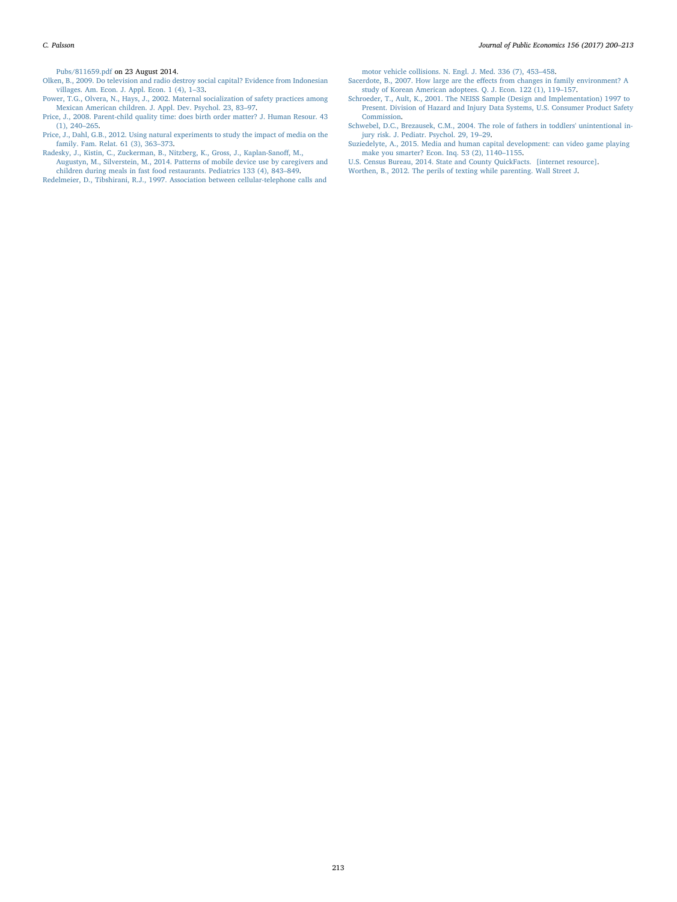Pubs/811659.pdf on 23 August 2014.

Olken, B., 2009. Do television and radio destroy social capital? Evidence from Indonesian villages. Am. Econ. J. Appl. Econ. 1 (4), 1–33.

Power, T.G., Olvera, N., Hays, J., 2002. Maternal socialization of safety practices among Mexican American children. J. Appl. Dev. Psychol. 23, 83–97.

Price, J., 2008. Parent-child quality time: does birth order matter? J. Human Resour. 43 (1), 240–265.

Price, J., Dahl, G.B., 2012. Using natural experiments to study the impact of media on the family. Fam. Relat. 61 (3), 363–373.

Radesky, J., Kistin, C., Zuckerman, B., Nitzberg, K., Gross, J., Kaplan-Sanoff, M., Augustyn, M., Silverstein, M., 2014. Patterns of mobile device use by caregivers and children during meals in fast food restaurants. Pediatrics 133 (4), 843–849.

Redelmeier, D., Tibshirani, R.J., 1997. Association between cellular-telephone calls and motor vehicle collisions. N. Engl. J. Med. 336 (7), 453–458.

Sacerdote, B., 2007. How large are the effects from changes in family environment? A study of Korean American adoptees. Q. J. Econ. 122 (1), 119–157.

Schroeder, T., Ault, K., 2001. The NEISS Sample (Design and Implementation) 1997 to Present. Division of Hazard and Injury Data Systems, U.S. Consumer Product Safety Commission.

Schwebel, D.C., Brezausek, C.M., 2004. The role of fathers in toddlers' unintentional injury risk. J. Pediatr. Psychol. 29, 19–29.

Suziedelyte, A., 2015. Media and human capital development: can video game playing make you smarter? Econ. Inq. 53 (2), 1140–1155.

U.S. Census Bureau, 2014. State and County QuickFacts. [internet resource].

Worthen, B., 2012. The perils of texting while parenting. Wall Street J.